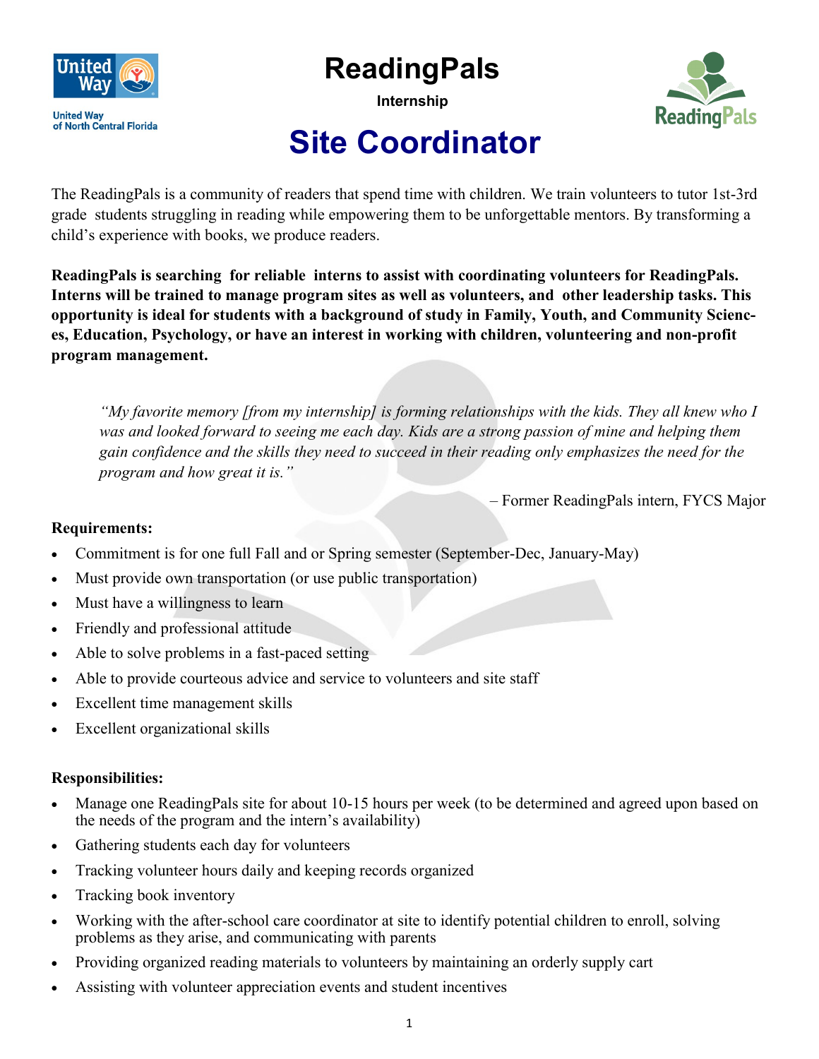United Way of North Central Florida

# ReadingPals

**Internship**

# Site Coordinator

The ReadingPals is a community of readers that spend time with children. We train volunteers to tutor 1st-3rd grade students struggling in reading while empowering them to be unforgettable mentors. By transforming a child's experience with books, we produce readers.

**ReadingPals is searching for reliable interns to assist with coordinating volunteers for ReadingPals. Interns will be trained to manage program sites as well as volunteers, and other leadership tasks. This opportunity is ideal for students with a background of study in Family, Youth, and Community Sciences, Education, Psychology, or have an interest in working with children, volunteering and non-profit program management.**

> *"My favorite memory [from my internship] is forming relationships with the kids. They all knew who I was and looked forward to seeing me each day. Kids are a strong passion of mine and helping them gain confidence and the skills they need to succeed in their reading only emphasizes the need for the program and how great it is."*
>
> – Former ReadingPals intern, FYCS Major

**Requirements:**

- Commitment is for one full Fall and or Spring semester (September-Dec, January-May)
- Must provide own transportation (or use public transportation)
- Must have a willingness to learn
- Friendly and professional attitude
- Able to solve problems in a fast-paced setting
- Able to provide courteous advice and service to volunteers and site staff
- Excellent time management skills
- Excellent organizational skills

**Responsibilities:**

- Manage one ReadingPals site for about 10-15 hours per week (to be determined and agreed upon based on the needs of the program and the intern's availability)
- Gathering students each day for volunteers
- Tracking volunteer hours daily and keeping records organized
- Tracking book inventory
- Working with the after-school care coordinator at site to identify potential children to enroll, solving problems as they arise, and communicating with parents
- Providing organized reading materials to volunteers by maintaining an orderly supply cart
- Assisting with volunteer appreciation events and student incentives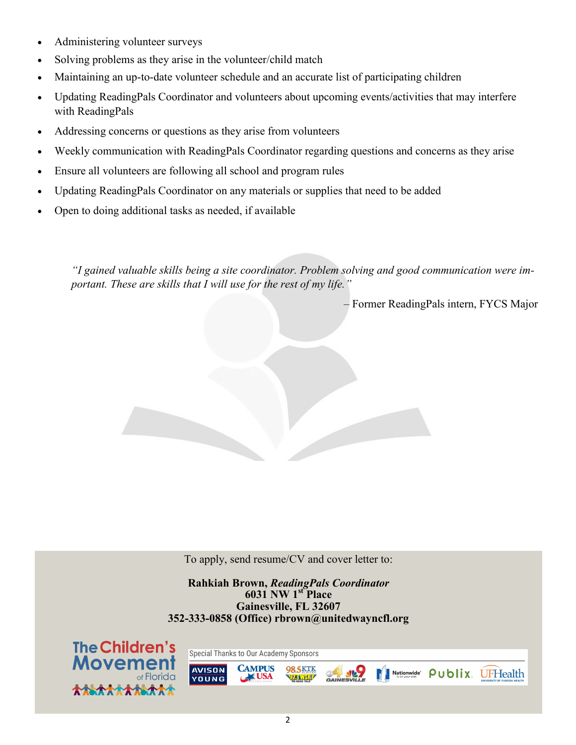- Administering volunteer surveys
- Solving problems as they arise in the volunteer/child match
- Maintaining an up-to-date volunteer schedule and an accurate list of participating children
- Updating ReadingPals Coordinator and volunteers about upcoming events/activities that may interfere with ReadingPals
- Addressing concerns or questions as they arise from volunteers
- Weekly communication with ReadingPals Coordinator regarding questions and concerns as they arise
- Ensure all volunteers are following all school and program rules
- Updating ReadingPals Coordinator on any materials or supplies that need to be added
- Open to doing additional tasks as needed, if available

> *"I gained valuable skills being a site coordinator. Problem solving and good communication were important. These are skills that I will use for the rest of my life."*
>
> – Former ReadingPals intern, FYCS Major

To apply, send resume/CV and cover letter to:

**Rahkiah Brown, *ReadingPals Coordinator***
**6031 NW 1st Place**
**Gainesville, FL 32607**
**352-333-0858 (Office) rbrown@unitedwayncfl.org**

The Children's Movement of Florida

Special Thanks to Our Academy Sponsors

AVISON YOUNG · CAMPUS USA · 98.5 KTK 97.3 WHK · 4 9 GAINESVILLE · Nationwide · Publix · UFHealth